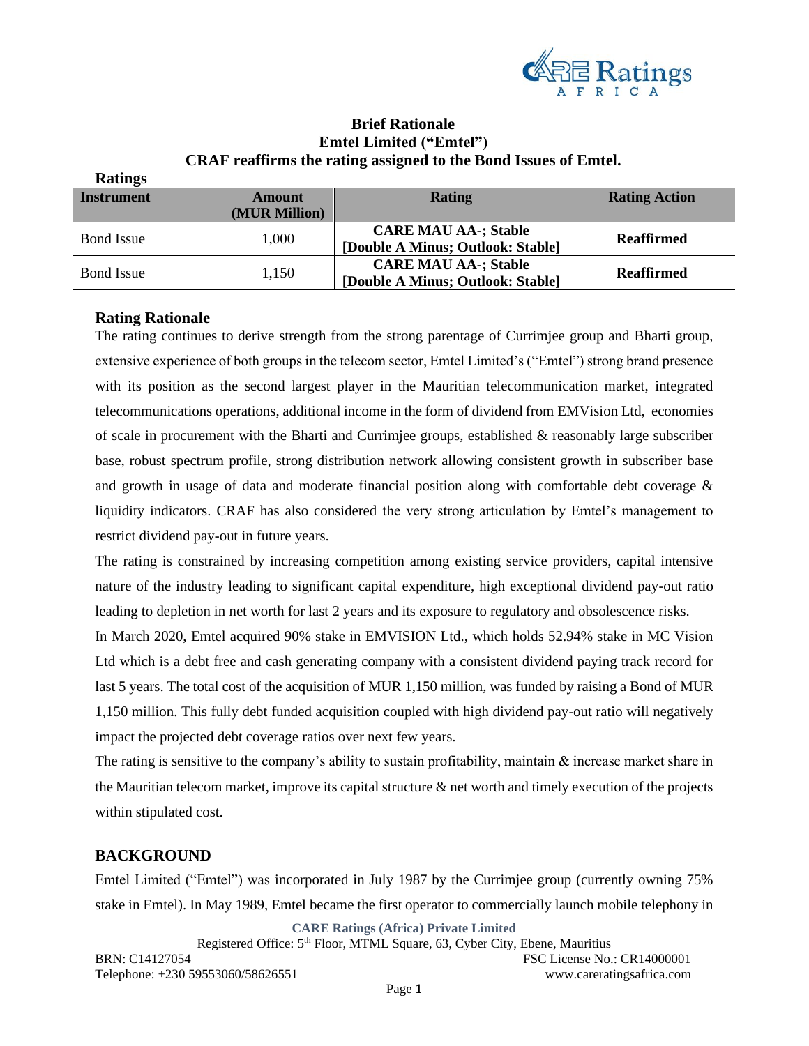**Brief Rationale**
**Emtel Limited ("Emtel")**
**CRAF reaffirms the rating assigned to the Bond Issues of Emtel.**

**Ratings**

| Instrument | Amount (MUR Million) | Rating | Rating Action |
|---|---|---|---|
| Bond Issue | 1,000 | **CARE MAU AA-; Stable [Double A Minus; Outlook: Stable]** | **Reaffirmed** |
| Bond Issue | 1,150 | **CARE MAU AA-; Stable [Double A Minus; Outlook: Stable]** | **Reaffirmed** |

## Rating Rationale

The rating continues to derive strength from the strong parentage of Currimjee group and Bharti group, extensive experience of both groups in the telecom sector, Emtel Limited's ("Emtel") strong brand presence with its position as the second largest player in the Mauritian telecommunication market, integrated telecommunications operations, additional income in the form of dividend from EMVision Ltd, economies of scale in procurement with the Bharti and Currimjee groups, established & reasonably large subscriber base, robust spectrum profile, strong distribution network allowing consistent growth in subscriber base and growth in usage of data and moderate financial position along with comfortable debt coverage & liquidity indicators. CRAF has also considered the very strong articulation by Emtel's management to restrict dividend pay-out in future years.

The rating is constrained by increasing competition among existing service providers, capital intensive nature of the industry leading to significant capital expenditure, high exceptional dividend pay-out ratio leading to depletion in net worth for last 2 years and its exposure to regulatory and obsolescence risks.

In March 2020, Emtel acquired 90% stake in EMVISION Ltd., which holds 52.94% stake in MC Vision Ltd which is a debt free and cash generating company with a consistent dividend paying track record for last 5 years. The total cost of the acquisition of MUR 1,150 million, was funded by raising a Bond of MUR 1,150 million. This fully debt funded acquisition coupled with high dividend pay-out ratio will negatively impact the projected debt coverage ratios over next few years.

The rating is sensitive to the company's ability to sustain profitability, maintain & increase market share in the Mauritian telecom market, improve its capital structure & net worth and timely execution of the projects within stipulated cost.

## BACKGROUND

Emtel Limited ("Emtel") was incorporated in July 1987 by the Currimjee group (currently owning 75% stake in Emtel). In May 1989, Emtel became the first operator to commercially launch mobile telephony in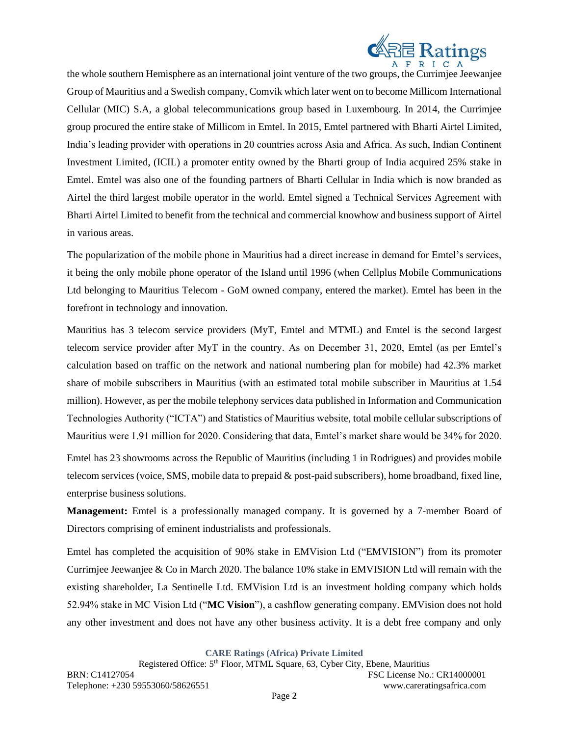the whole southern Hemisphere as an international joint venture of the two groups, the Currimjee Jeewanjee Group of Mauritius and a Swedish company, Comvik which later went on to become Millicom International Cellular (MIC) S.A, a global telecommunications group based in Luxembourg. In 2014, the Currimjee group procured the entire stake of Millicom in Emtel. In 2015, Emtel partnered with Bharti Airtel Limited, India's leading provider with operations in 20 countries across Asia and Africa. As such, Indian Continent Investment Limited, (ICIL) a promoter entity owned by the Bharti group of India acquired 25% stake in Emtel. Emtel was also one of the founding partners of Bharti Cellular in India which is now branded as Airtel the third largest mobile operator in the world. Emtel signed a Technical Services Agreement with Bharti Airtel Limited to benefit from the technical and commercial knowhow and business support of Airtel in various areas.

The popularization of the mobile phone in Mauritius had a direct increase in demand for Emtel's services, it being the only mobile phone operator of the Island until 1996 (when Cellplus Mobile Communications Ltd belonging to Mauritius Telecom - GoM owned company, entered the market). Emtel has been in the forefront in technology and innovation.

Mauritius has 3 telecom service providers (MyT, Emtel and MTML) and Emtel is the second largest telecom service provider after MyT in the country. As on December 31, 2020, Emtel (as per Emtel's calculation based on traffic on the network and national numbering plan for mobile) had 42.3% market share of mobile subscribers in Mauritius (with an estimated total mobile subscriber in Mauritius at 1.54 million). However, as per the mobile telephony services data published in Information and Communication Technologies Authority ("ICTA") and Statistics of Mauritius website, total mobile cellular subscriptions of Mauritius were 1.91 million for 2020. Considering that data, Emtel's market share would be 34% for 2020.

Emtel has 23 showrooms across the Republic of Mauritius (including 1 in Rodrigues) and provides mobile telecom services (voice, SMS, mobile data to prepaid & post-paid subscribers), home broadband, fixed line, enterprise business solutions.

**Management:** Emtel is a professionally managed company. It is governed by a 7-member Board of Directors comprising of eminent industrialists and professionals.

Emtel has completed the acquisition of 90% stake in EMVision Ltd ("EMVISION") from its promoter Currimjee Jeewanjee & Co in March 2020. The balance 10% stake in EMVISION Ltd will remain with the existing shareholder, La Sentinelle Ltd. EMVision Ltd is an investment holding company which holds 52.94% stake in MC Vision Ltd ("**MC Vision**"), a cashflow generating company. EMVision does not hold any other investment and does not have any other business activity. It is a debt free company and only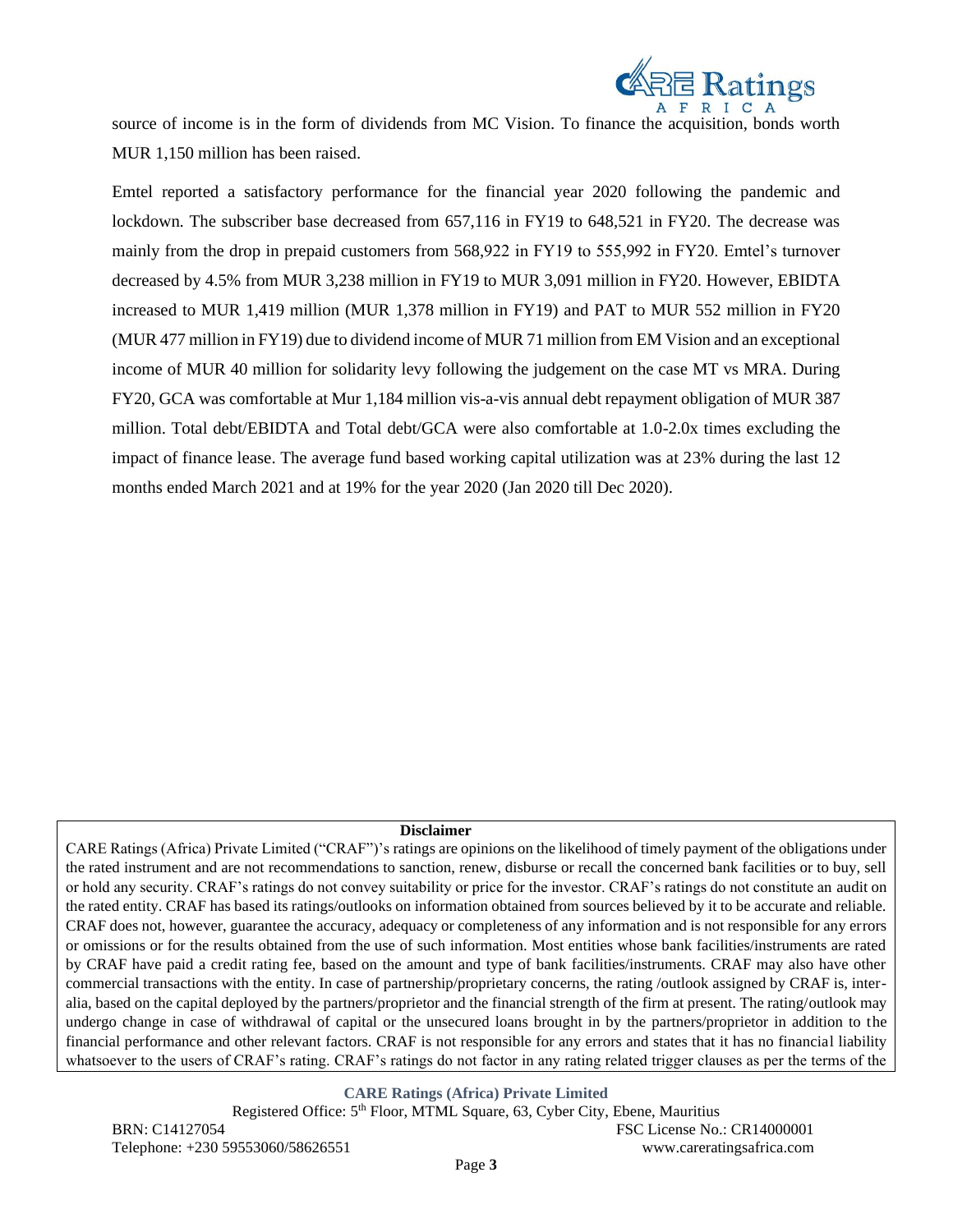source of income is in the form of dividends from MC Vision. To finance the acquisition, bonds worth MUR 1,150 million has been raised.

Emtel reported a satisfactory performance for the financial year 2020 following the pandemic and lockdown. The subscriber base decreased from 657,116 in FY19 to 648,521 in FY20. The decrease was mainly from the drop in prepaid customers from 568,922 in FY19 to 555,992 in FY20. Emtel's turnover decreased by 4.5% from MUR 3,238 million in FY19 to MUR 3,091 million in FY20. However, EBIDTA increased to MUR 1,419 million (MUR 1,378 million in FY19) and PAT to MUR 552 million in FY20 (MUR 477 million in FY19) due to dividend income of MUR 71 million from EM Vision and an exceptional income of MUR 40 million for solidarity levy following the judgement on the case MT vs MRA. During FY20, GCA was comfortable at Mur 1,184 million vis-a-vis annual debt repayment obligation of MUR 387 million. Total debt/EBIDTA and Total debt/GCA were also comfortable at 1.0-2.0x times excluding the impact of finance lease. The average fund based working capital utilization was at 23% during the last 12 months ended March 2021 and at 19% for the year 2020 (Jan 2020 till Dec 2020).

**Disclaimer**

CARE Ratings (Africa) Private Limited ("CRAF")'s ratings are opinions on the likelihood of timely payment of the obligations under the rated instrument and are not recommendations to sanction, renew, disburse or recall the concerned bank facilities or to buy, sell or hold any security. CRAF's ratings do not convey suitability or price for the investor. CRAF's ratings do not constitute an audit on the rated entity. CRAF has based its ratings/outlooks on information obtained from sources believed by it to be accurate and reliable. CRAF does not, however, guarantee the accuracy, adequacy or completeness of any information and is not responsible for any errors or omissions or for the results obtained from the use of such information. Most entities whose bank facilities/instruments are rated by CRAF have paid a credit rating fee, based on the amount and type of bank facilities/instruments. CRAF may also have other commercial transactions with the entity. In case of partnership/proprietary concerns, the rating /outlook assigned by CRAF is, inter-alia, based on the capital deployed by the partners/proprietor and the financial strength of the firm at present. The rating/outlook may undergo change in case of withdrawal of capital or the unsecured loans brought in by the partners/proprietor in addition to the financial performance and other relevant factors. CRAF is not responsible for any errors and states that it has no financial liability whatsoever to the users of CRAF's rating. CRAF's ratings do not factor in any rating related trigger clauses as per the terms of the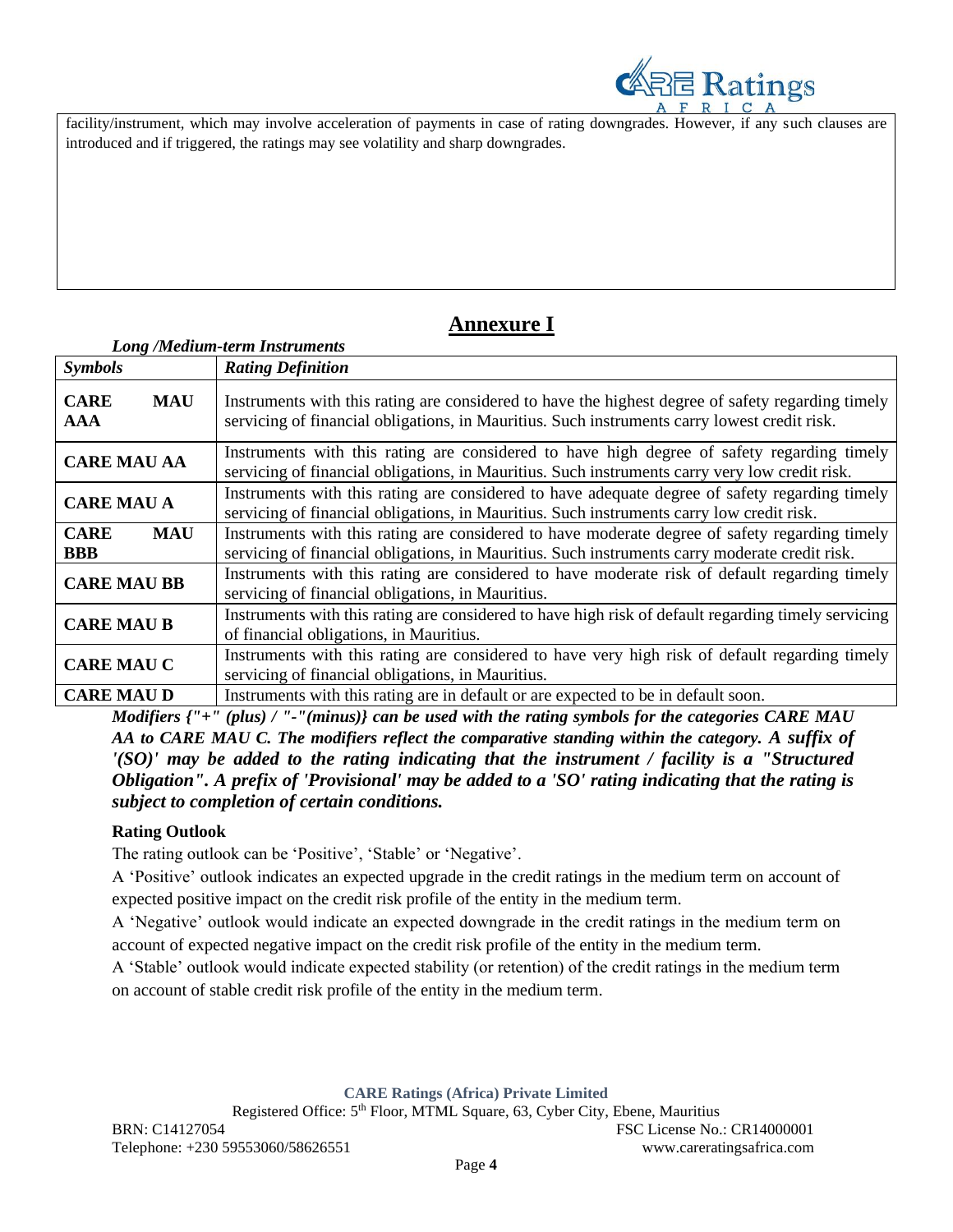facility/instrument, which may involve acceleration of payments in case of rating downgrades. However, if any such clauses are introduced and if triggered, the ratings may see volatility and sharp downgrades.

## Annexure I

***Long /Medium-term Instruments***

| *Symbols* | *Rating Definition* |
|---|---|
| **CARE MAU AAA** | Instruments with this rating are considered to have the highest degree of safety regarding timely servicing of financial obligations, in Mauritius. Such instruments carry lowest credit risk. |
| **CARE MAU AA** | Instruments with this rating are considered to have high degree of safety regarding timely servicing of financial obligations, in Mauritius. Such instruments carry very low credit risk. |
| **CARE MAU A** | Instruments with this rating are considered to have adequate degree of safety regarding timely servicing of financial obligations, in Mauritius. Such instruments carry low credit risk. |
| **CARE MAU BBB** | Instruments with this rating are considered to have moderate degree of safety regarding timely servicing of financial obligations, in Mauritius. Such instruments carry moderate credit risk. |
| **CARE MAU BB** | Instruments with this rating are considered to have moderate risk of default regarding timely servicing of financial obligations, in Mauritius. |
| **CARE MAU B** | Instruments with this rating are considered to have high risk of default regarding timely servicing of financial obligations, in Mauritius. |
| **CARE MAU C** | Instruments with this rating are considered to have very high risk of default regarding timely servicing of financial obligations, in Mauritius. |
| **CARE MAU D** | Instruments with this rating are in default or are expected to be in default soon. |

***Modifiers {"+" (plus) / "-"(minus)} can be used with the rating symbols for the categories CARE MAU AA to CARE MAU C. The modifiers reflect the comparative standing within the category. A suffix of '(SO)' may be added to the rating indicating that the instrument / facility is a "Structured Obligation". A prefix of 'Provisional' may be added to a 'SO' rating indicating that the rating is subject to completion of certain conditions.***

**Rating Outlook**

The rating outlook can be 'Positive', 'Stable' or 'Negative'.

A 'Positive' outlook indicates an expected upgrade in the credit ratings in the medium term on account of expected positive impact on the credit risk profile of the entity in the medium term.

A 'Negative' outlook would indicate an expected downgrade in the credit ratings in the medium term on account of expected negative impact on the credit risk profile of the entity in the medium term.

A 'Stable' outlook would indicate expected stability (or retention) of the credit ratings in the medium term on account of stable credit risk profile of the entity in the medium term.